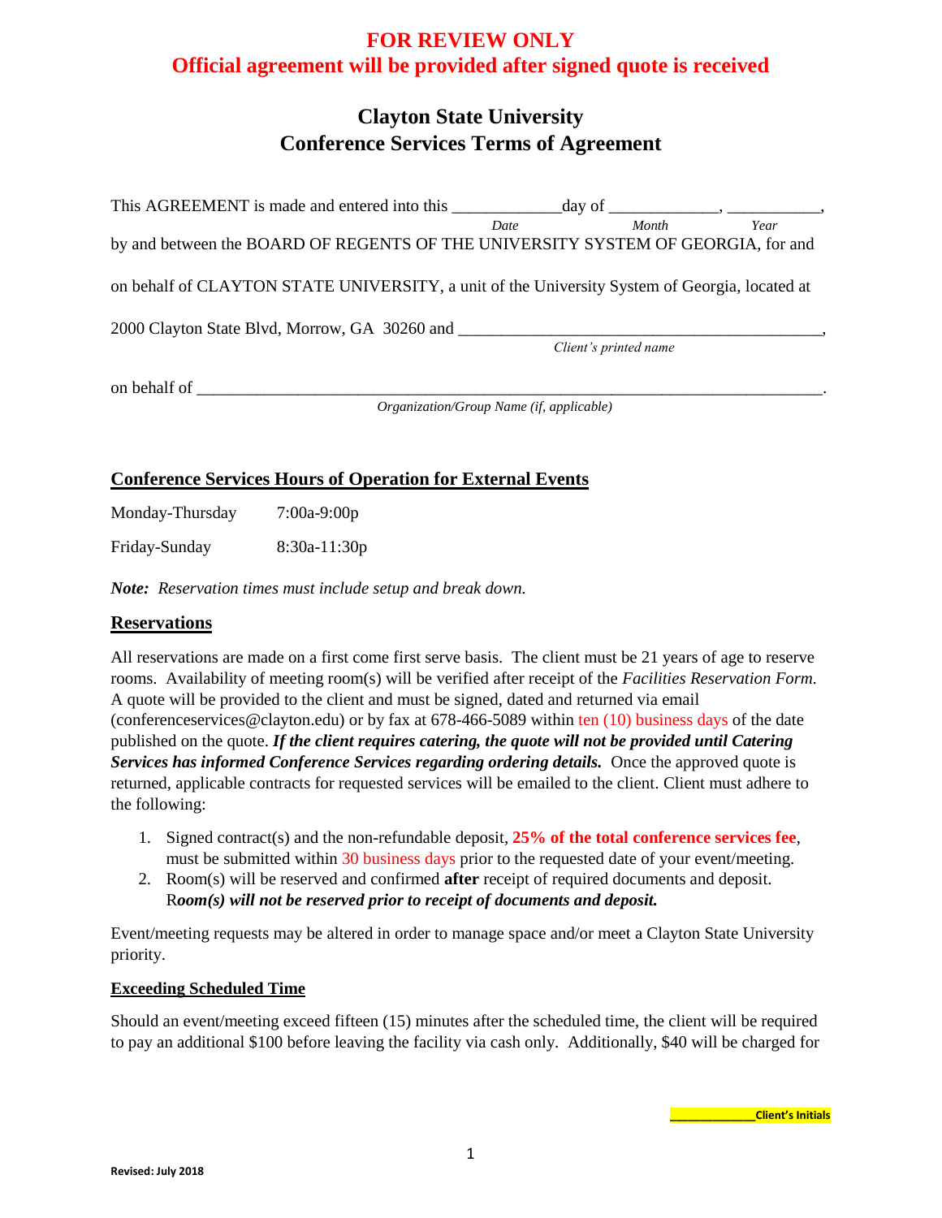**FOR REVIEW ONLY**
**Official agreement will be provided after signed quote is received**

# Clayton State University
# Conference Services Terms of Agreement

This AGREEMENT is made and entered into this _____________day of _____________, ___________,
*Date* *Month* *Year*
by and between the BOARD OF REGENTS OF THE UNIVERSITY SYSTEM OF GEORGIA, for and on behalf of CLAYTON STATE UNIVERSITY, a unit of the University System of Georgia, located at 2000 Clayton State Blvd, Morrow, GA 30260 and ____________________________________________,
*Client's printed name*

on behalf of ____________________________________________________________________________.
*Organization/Group Name (if, applicable)*

## Conference Services Hours of Operation for External Events

| | |
|---|---|
| Monday-Thursday | 7:00a-9:00p |
| Friday-Sunday | 8:30a-11:30p |

***Note:** Reservation times must include setup and break down.*

## Reservations

All reservations are made on a first come first serve basis. The client must be 21 years of age to reserve rooms. Availability of meeting room(s) will be verified after receipt of the *Facilities Reservation Form.* A quote will be provided to the client and must be signed, dated and returned via email (conferenceservices@clayton.edu) or by fax at 678-466-5089 within ten (10) business days of the date published on the quote. ***If the client requires catering, the quote will not be provided until Catering Services has informed Conference Services regarding ordering details.*** Once the approved quote is returned, applicable contracts for requested services will be emailed to the client. Client must adhere to the following:

1. Signed contract(s) and the non-refundable deposit, **25% of the total conference services fee**, must be submitted within 30 business days prior to the requested date of your event/meeting.
2. Room(s) will be reserved and confirmed **after** receipt of required documents and deposit. R***oom(s) will not be reserved prior to receipt of documents and deposit.***

Event/meeting requests may be altered in order to manage space and/or meet a Clayton State University priority.

### Exceeding Scheduled Time

Should an event/meeting exceed fifteen (15) minutes after the scheduled time, the client will be required to pay an additional $100 before leaving the facility via cash only. Additionally, $40 will be charged for

_____________Client's Initials

**Revised: July 2018**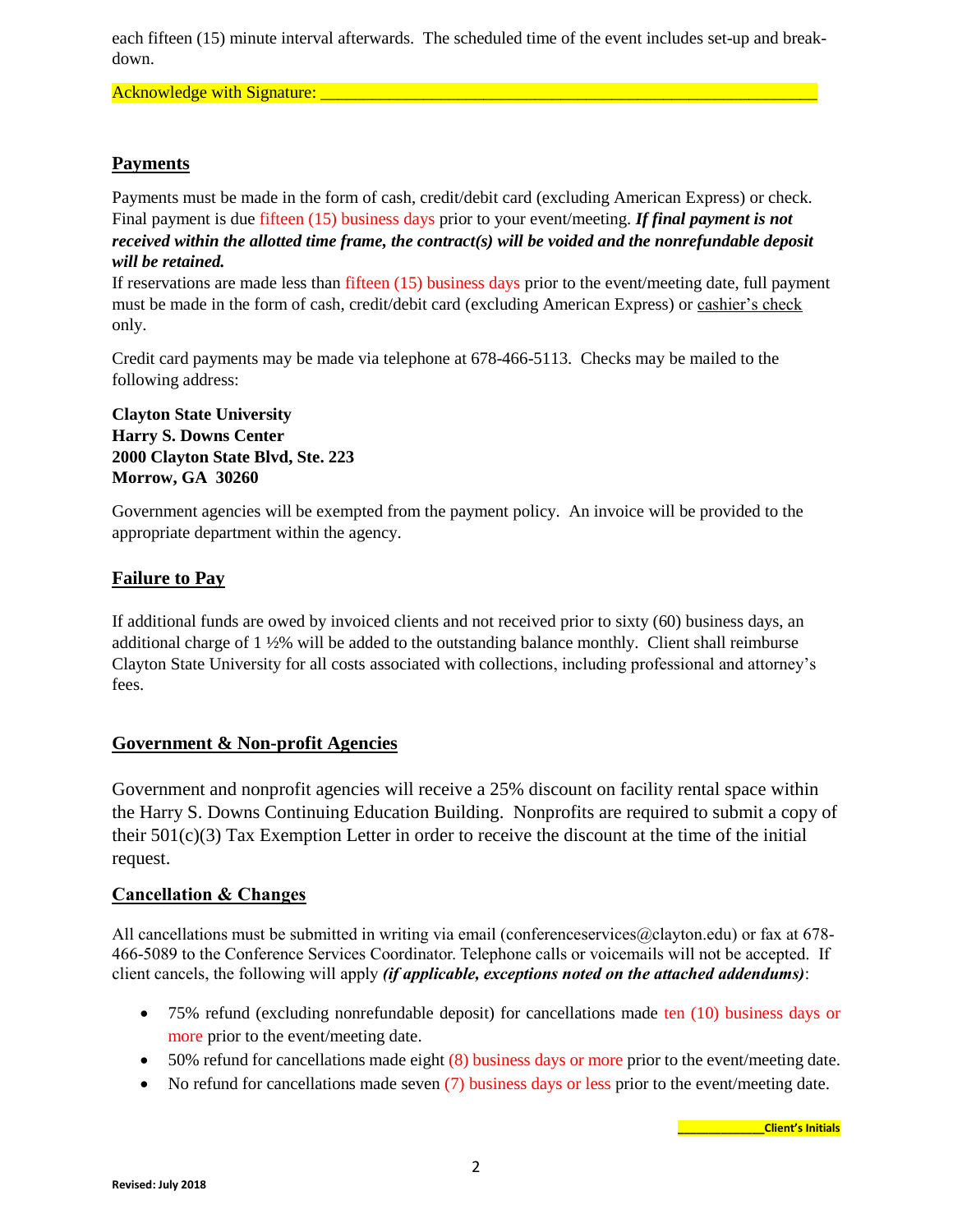each fifteen (15) minute interval afterwards. The scheduled time of the event includes set-up and break-down.

Acknowledge with Signature: ___________________________________________________________

## Payments

Payments must be made in the form of cash, credit/debit card (excluding American Express) or check. Final payment is due fifteen (15) business days prior to your event/meeting. ***If final payment is not received within the allotted time frame, the contract(s) will be voided and the nonrefundable deposit will be retained.***

If reservations are made less than fifteen (15) business days prior to the event/meeting date, full payment must be made in the form of cash, credit/debit card (excluding American Express) or cashier's check only.

Credit card payments may be made via telephone at 678-466-5113. Checks may be mailed to the following address:

**Clayton State University**
**Harry S. Downs Center**
**2000 Clayton State Blvd, Ste. 223**
**Morrow, GA 30260**

Government agencies will be exempted from the payment policy. An invoice will be provided to the appropriate department within the agency.

## Failure to Pay

If additional funds are owed by invoiced clients and not received prior to sixty (60) business days, an additional charge of 1 ½% will be added to the outstanding balance monthly. Client shall reimburse Clayton State University for all costs associated with collections, including professional and attorney's fees.

## Government & Non-profit Agencies

Government and nonprofit agencies will receive a 25% discount on facility rental space within the Harry S. Downs Continuing Education Building. Nonprofits are required to submit a copy of their 501(c)(3) Tax Exemption Letter in order to receive the discount at the time of the initial request.

## Cancellation & Changes

All cancellations must be submitted in writing via email (conferenceservices@clayton.edu) or fax at 678-466-5089 to the Conference Services Coordinator. Telephone calls or voicemails will not be accepted. If client cancels, the following will apply ***(if applicable, exceptions noted on the attached addendums)***:

- 75% refund (excluding nonrefundable deposit) for cancellations made ten (10) business days or more prior to the event/meeting date.
- 50% refund for cancellations made eight (8) business days or more prior to the event/meeting date.
- No refund for cancellations made seven (7) business days or less prior to the event/meeting date.

_____________Client's Initials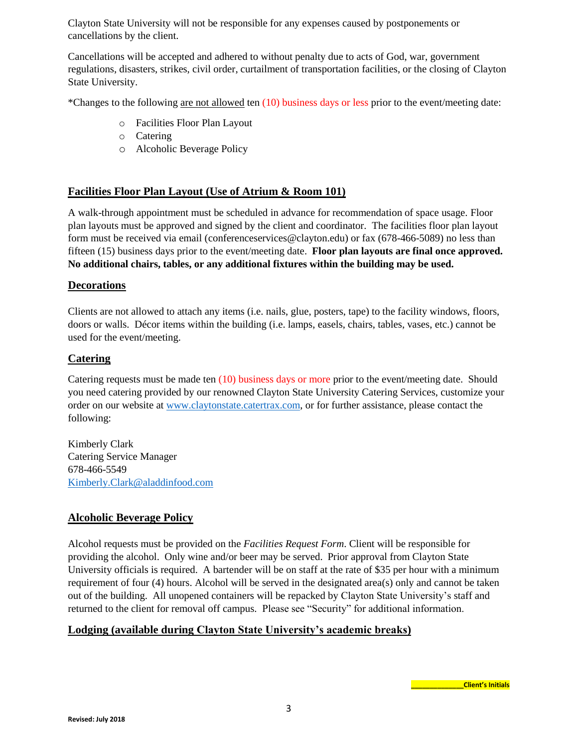Clayton State University will not be responsible for any expenses caused by postponements or cancellations by the client.

Cancellations will be accepted and adhered to without penalty due to acts of God, war, government regulations, disasters, strikes, civil order, curtailment of transportation facilities, or the closing of Clayton State University.

*Changes to the following are not allowed ten (10) business days or less prior to the event/meeting date:

- Facilities Floor Plan Layout
- Catering
- Alcoholic Beverage Policy

## Facilities Floor Plan Layout (Use of Atrium & Room 101)

A walk-through appointment must be scheduled in advance for recommendation of space usage. Floor plan layouts must be approved and signed by the client and coordinator. The facilities floor plan layout form must be received via email (conferenceservices@clayton.edu) or fax (678-466-5089) no less than fifteen (15) business days prior to the event/meeting date. **Floor plan layouts are final once approved. No additional chairs, tables, or any additional fixtures within the building may be used.**

## Decorations

Clients are not allowed to attach any items (i.e. nails, glue, posters, tape) to the facility windows, floors, doors or walls. Décor items within the building (i.e. lamps, easels, chairs, tables, vases, etc.) cannot be used for the event/meeting.

## Catering

Catering requests must be made ten (10) business days or more prior to the event/meeting date. Should you need catering provided by our renowned Clayton State University Catering Services, customize your order on our website at www.claytonstate.catertrax.com, or for further assistance, please contact the following:

Kimberly Clark
Catering Service Manager
678-466-5549
Kimberly.Clark@aladdinfood.com

## Alcoholic Beverage Policy

Alcohol requests must be provided on the *Facilities Request Form*. Client will be responsible for providing the alcohol. Only wine and/or beer may be served. Prior approval from Clayton State University officials is required. A bartender will be on staff at the rate of $35 per hour with a minimum requirement of four (4) hours. Alcohol will be served in the designated area(s) only and cannot be taken out of the building. All unopened containers will be repacked by Clayton State University's staff and returned to the client for removal off campus. Please see "Security" for additional information.

## Lodging (available during Clayton State University's academic breaks)

______________Client's Initials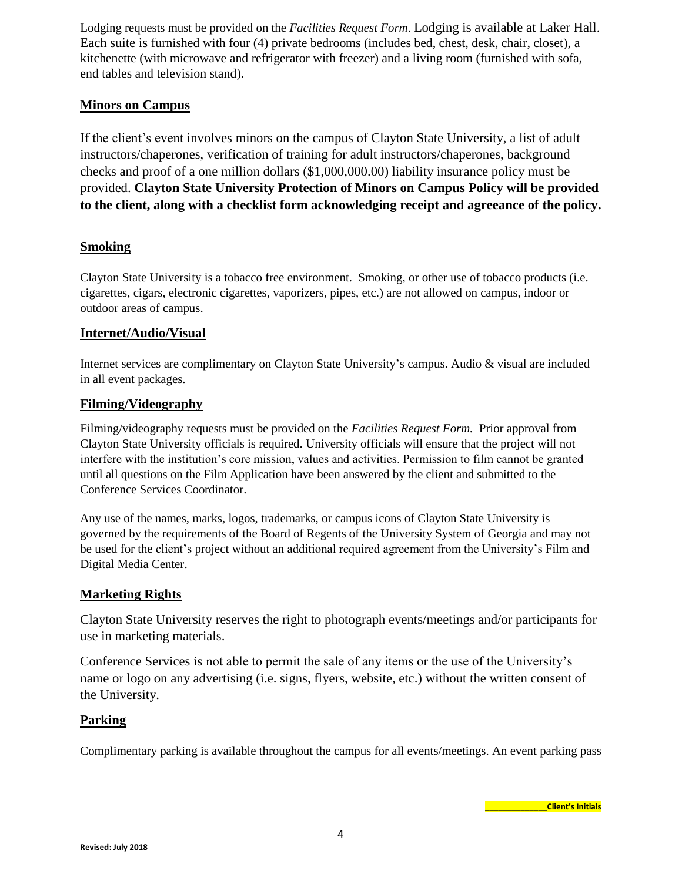Lodging requests must be provided on the *Facilities Request Form*. Lodging is available at Laker Hall. Each suite is furnished with four (4) private bedrooms (includes bed, chest, desk, chair, closet), a kitchenette (with microwave and refrigerator with freezer) and a living room (furnished with sofa, end tables and television stand).

## Minors on Campus

If the client's event involves minors on the campus of Clayton State University, a list of adult instructors/chaperones, verification of training for adult instructors/chaperones, background checks and proof of a one million dollars ($1,000,000.00) liability insurance policy must be provided. **Clayton State University Protection of Minors on Campus Policy will be provided to the client, along with a checklist form acknowledging receipt and agreeance of the policy.**

## Smoking

Clayton State University is a tobacco free environment. Smoking, or other use of tobacco products (i.e. cigarettes, cigars, electronic cigarettes, vaporizers, pipes, etc.) are not allowed on campus, indoor or outdoor areas of campus.

## Internet/Audio/Visual

Internet services are complimentary on Clayton State University's campus. Audio & visual are included in all event packages.

## Filming/Videography

Filming/videography requests must be provided on the *Facilities Request Form.* Prior approval from Clayton State University officials is required. University officials will ensure that the project will not interfere with the institution's core mission, values and activities. Permission to film cannot be granted until all questions on the Film Application have been answered by the client and submitted to the Conference Services Coordinator.

Any use of the names, marks, logos, trademarks, or campus icons of Clayton State University is governed by the requirements of the Board of Regents of the University System of Georgia and may not be used for the client's project without an additional required agreement from the University's Film and Digital Media Center.

## Marketing Rights

Clayton State University reserves the right to photograph events/meetings and/or participants for use in marketing materials.

Conference Services is not able to permit the sale of any items or the use of the University's name or logo on any advertising (i.e. signs, flyers, website, etc.) without the written consent of the University.

## Parking

Complimentary parking is available throughout the campus for all events/meetings. An event parking pass

**_____________Client's Initials**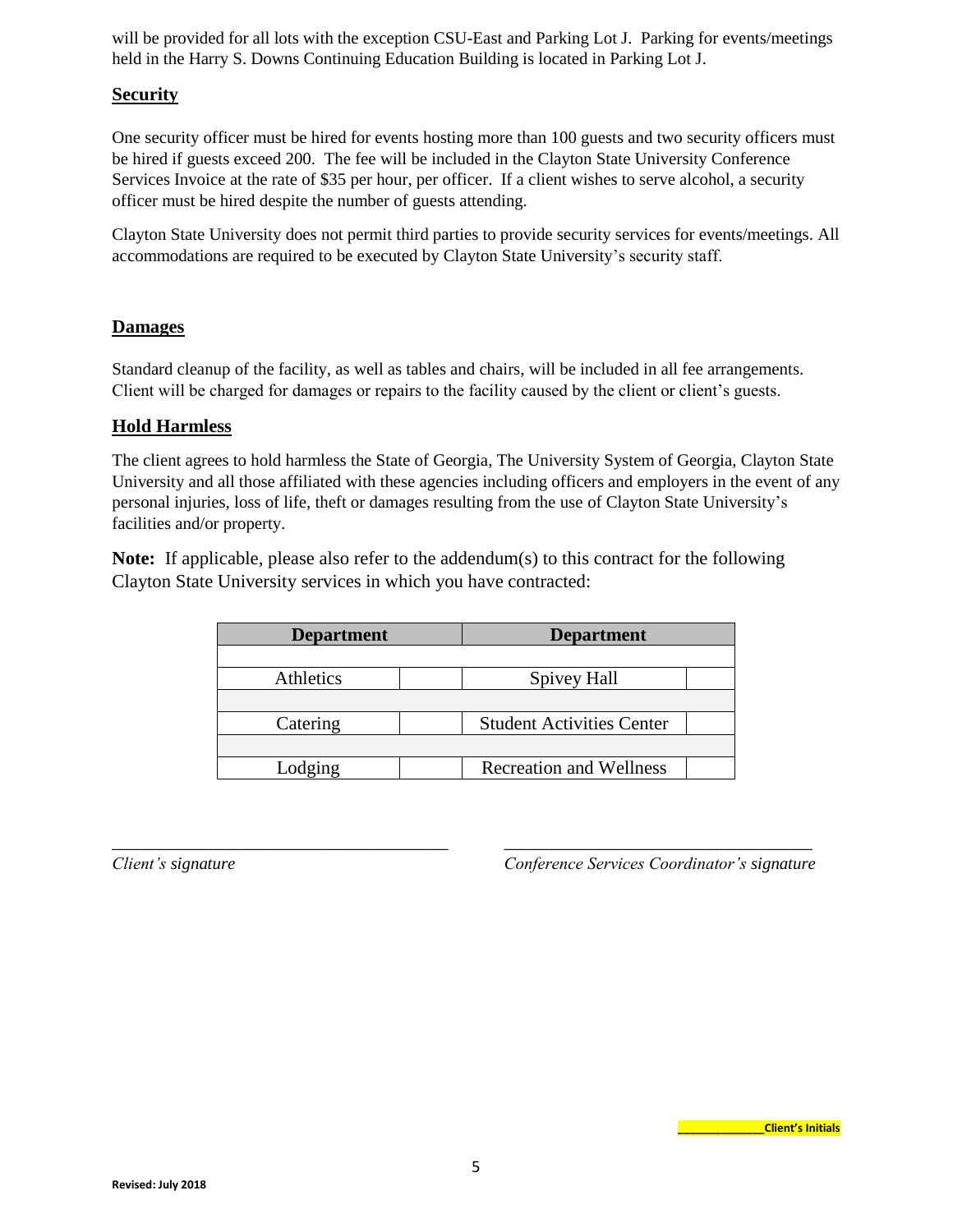will be provided for all lots with the exception CSU-East and Parking Lot J. Parking for events/meetings held in the Harry S. Downs Continuing Education Building is located in Parking Lot J.

## Security

One security officer must be hired for events hosting more than 100 guests and two security officers must be hired if guests exceed 200. The fee will be included in the Clayton State University Conference Services Invoice at the rate of $35 per hour, per officer. If a client wishes to serve alcohol, a security officer must be hired despite the number of guests attending.

Clayton State University does not permit third parties to provide security services for events/meetings. All accommodations are required to be executed by Clayton State University's security staff.

## Damages

Standard cleanup of the facility, as well as tables and chairs, will be included in all fee arrangements. Client will be charged for damages or repairs to the facility caused by the client or client's guests.

## Hold Harmless

The client agrees to hold harmless the State of Georgia, The University System of Georgia, Clayton State University and all those affiliated with these agencies including officers and employers in the event of any personal injuries, loss of life, theft or damages resulting from the use of Clayton State University's facilities and/or property.

**Note:** If applicable, please also refer to the addendum(s) to this contract for the following Clayton State University services in which you have contracted:

| Department | | Department | |
|---|---|---|---|
| | | | |
| Athletics | | Spivey Hall | |
| | | | |
| Catering | | Student Activities Center | |
| | | | |
| Lodging | | Recreation and Wellness | |

\_\_\_\_\_\_\_\_\_\_\_\_\_\_\_\_\_\_\_\_\_\_\_\_\_\_\_\_\_\_\_\_\_\_\_\_\_\_
*Client's signature*

\_\_\_\_\_\_\_\_\_\_\_\_\_\_\_\_\_\_\_\_\_\_\_\_\_\_\_\_\_\_\_\_\_\_\_\_\_\_
*Conference Services Coordinator's signature*

**\_\_\_\_\_\_\_\_\_\_\_\_\_\_Client's Initials**

**Revised: July 2018**